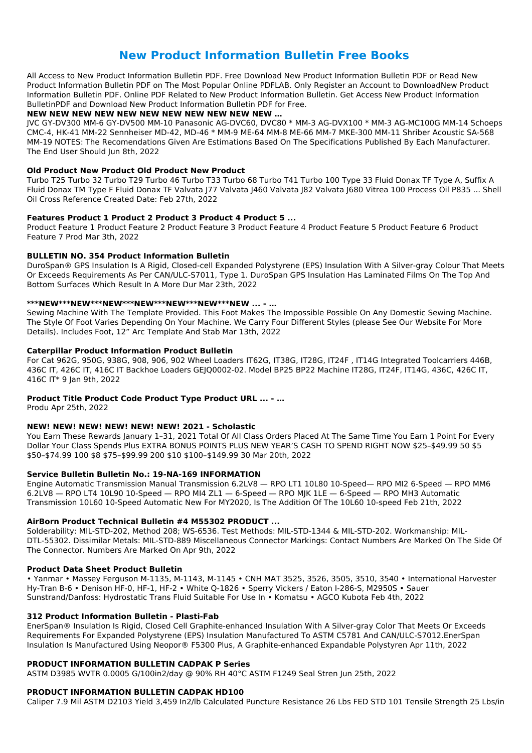# New Product Information Bulletin Free Books

All Access to New Product Information Bulletin PDF. Free Download New Product Information Bulletin PDF or Read New Product Information Bulletin PDF on The Most Popular Online PDFLAB. Only Register an Account to DownloadNew Product Information Bulletin PDF. Online PDF Related to New Product Information Bulletin. Get Access New Product Information BulletinPDF and Download New Product Information Bulletin PDF for Free.

**NEW NEW NEW NEW NEW NEW NEW NEW NEW NEW NEW …**

JVC GY-DV300 MM-6 GY-DV500 MM-10 Panasonic AG-DVC60, DVC80 * MM-3 AG-DVX100 * MM-3 AG-MC100G MM-14 Schoeps CMC-4, HK-41 MM-22 Sennheiser MD-42, MD-46 * MM-9 ME-64 MM-8 ME-66 MM-7 MKE-300 MM-11 Shriber Acoustic SA-568 MM-19 NOTES: The Recomendations Given Are Estimations Based On The Specifications Published By Each Manufacturer. The End User Should Jun 8th, 2022

**Old Product New Product Old Product New Product**

Turbo T25 Turbo 32 Turbo T29 Turbo 46 Turbo T33 Turbo 68 Turbo T41 Turbo 100 Type 33 Fluid Donax TF Type A, Suffix A Fluid Donax TM Type F Fluid Donax TF Valvata J77 Valvata J460 Valvata J82 Valvata J680 Vitrea 100 Process Oil P835 ... Shell Oil Cross Reference Created Date: Feb 27th, 2022

**Features Product 1 Product 2 Product 3 Product 4 Product 5 ...**

Product Feature 1 Product Feature 2 Product Feature 3 Product Feature 4 Product Feature 5 Product Feature 6 Product Feature 7 Prod Mar 3th, 2022

**BULLETIN NO. 354 Product Information Bulletin**

DuroSpan® GPS Insulation Is A Rigid, Closed-cell Expanded Polystyrene (EPS) Insulation With A Silver-gray Colour That Meets Or Exceeds Requirements As Per CAN/ULC-S7011, Type 1. DuroSpan GPS Insulation Has Laminated Films On The Top And Bottom Surfaces Which Result In A More Dur Mar 23th, 2022

**\*\*\*NEW\*\*\*NEW\*\*\*NEW\*\*\*NEW\*\*\*NEW\*\*\*NEW\*\*\*NEW ... - …**

Sewing Machine With The Template Provided. This Foot Makes The Impossible Possible On Any Domestic Sewing Machine. The Style Of Foot Varies Depending On Your Machine. We Carry Four Different Styles (please See Our Website For More Details). Includes Foot, 12" Arc Template And Stab Mar 13th, 2022

**Caterpillar Product Information Product Bulletin**

For Cat 962G, 950G, 938G, 908, 906, 902 Wheel Loaders IT62G, IT38G, IT28G, IT24F , IT14G Integrated Toolcarriers 446B, 436C IT, 426C IT, 416C IT Backhoe Loaders GEJQ0002-02. Model BP25 BP22 Machine IT28G, IT24F, IT14G, 436C, 426C IT, 416C IT* 9 Jan 9th, 2022

**Product Title Product Code Product Type Product URL ... - …**

Produ Apr 25th, 2022

**NEW! NEW! NEW! NEW! NEW! NEW! 2021 - Scholastic**

You Earn These Rewards January 1–31, 2021 Total Of All Class Orders Placed At The Same Time You Earn 1 Point For Every Dollar Your Class Spends Plus EXTRA BONUS POINTS PLUS NEW YEAR'S CASH TO SPEND RIGHT NOW $25–$49.99 50 $5 $50–$74.99 100 $8 $75–$99.99 200 $10 $100–$149.99 30 Mar 20th, 2022

**Service Bulletin Bulletin No.: 19-NA-169 INFORMATION**

Engine Automatic Transmission Manual Transmission 6.2LV8 — RPO LT1 10L80 10-Speed— RPO MI2 6-Speed — RPO MM6 6.2LV8 — RPO LT4 10L90 10-Speed — RPO MI4 ZL1 — 6-Speed — RPO MJK 1LE — 6-Speed — RPO MH3 Automatic Transmission 10L60 10-Speed Automatic New For MY2020, Is The Addition Of The 10L60 10-speed Feb 21th, 2022

**AirBorn Product Technical Bulletin #4 M55302 PRODUCT ...**

Solderability: MIL-STD-202, Method 208; WS-6536. Test Methods: MIL-STD-1344 & MIL-STD-202. Workmanship: MIL-DTL-55302. Dissimilar Metals: MIL-STD-889 Miscellaneous Connector Markings: Contact Numbers Are Marked On The Side Of The Connector. Numbers Are Marked On Apr 9th, 2022

**Product Data Sheet Product Bulletin**

• Yanmar • Massey Ferguson M-1135, M-1143, M-1145 • CNH MAT 3525, 3526, 3505, 3510, 3540 • International Harvester Hy-Tran B-6 • Denison HF-0, HF-1, HF-2 • White Q-1826 • Sperry Vickers / Eaton I-286-S, M2950S • Sauer Sunstrand/Danfoss: Hydrostatic Trans Fluid Suitable For Use In • Komatsu • AGCO Kubota Feb 4th, 2022

**312 Product Information Bulletin - Plasti-Fab**

EnerSpan® Insulation Is Rigid, Closed Cell Graphite-enhanced Insulation With A Silver-gray Color That Meets Or Exceeds Requirements For Expanded Polystyrene (EPS) Insulation Manufactured To ASTM C5781 And CAN/ULC-S7012.EnerSpan Insulation Is Manufactured Using Neopor® F5300 Plus, A Graphite-enhanced Expandable Polystyren Apr 11th, 2022

**PRODUCT INFORMATION BULLETIN CADPAK P Series**

ASTM D3985 WVTR 0.0005 G/100in2/day @ 90% RH 40°C ASTM F1249 Seal Stren Jun 25th, 2022

**PRODUCT INFORMATION BULLETIN CADPAK HD100**

Caliper 7.9 Mil ASTM D2103 Yield 3,459 In2/lb Calculated Puncture Resistance 26 Lbs FED STD 101 Tensile Strength 25 Lbs/in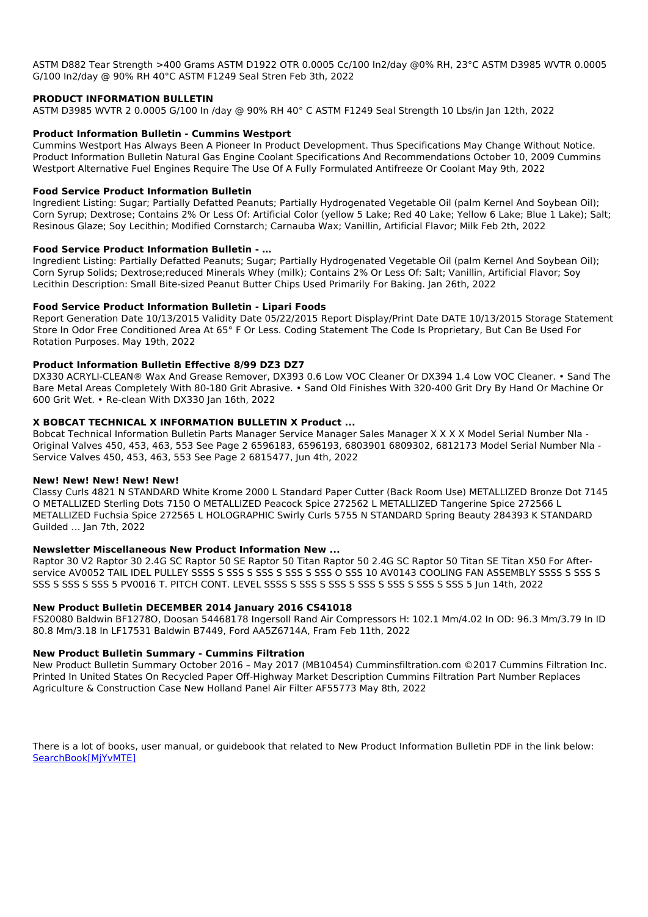ASTM D882 Tear Strength >400 Grams ASTM D1922 OTR 0.0005 Cc/100 In2/day @0% RH, 23°C ASTM D3985 WVTR 0.0005 G/100 In2/day @ 90% RH 40°C ASTM F1249 Seal Stren Feb 3th, 2022

**PRODUCT INFORMATION BULLETIN**

ASTM D3985 WVTR 2 0.0005 G/100 In /day @ 90% RH 40° C ASTM F1249 Seal Strength 10 Lbs/in Jan 12th, 2022

**Product Information Bulletin - Cummins Westport**

Cummins Westport Has Always Been A Pioneer In Product Development. Thus Specifications May Change Without Notice. Product Information Bulletin Natural Gas Engine Coolant Specifications And Recommendations October 10, 2009 Cummins Westport Alternative Fuel Engines Require The Use Of A Fully Formulated Antifreeze Or Coolant May 9th, 2022

**Food Service Product Information Bulletin**

Ingredient Listing: Sugar; Partially Defatted Peanuts; Partially Hydrogenated Vegetable Oil (palm Kernel And Soybean Oil); Corn Syrup; Dextrose; Contains 2% Or Less Of: Artificial Color (yellow 5 Lake; Red 40 Lake; Yellow 6 Lake; Blue 1 Lake); Salt; Resinous Glaze; Soy Lecithin; Modified Cornstarch; Carnauba Wax; Vanillin, Artificial Flavor; Milk Feb 2th, 2022

**Food Service Product Information Bulletin - …**

Ingredient Listing: Partially Defatted Peanuts; Sugar; Partially Hydrogenated Vegetable Oil (palm Kernel And Soybean Oil); Corn Syrup Solids; Dextrose;reduced Minerals Whey (milk); Contains 2% Or Less Of: Salt; Vanillin, Artificial Flavor; Soy Lecithin Description: Small Bite-sized Peanut Butter Chips Used Primarily For Baking. Jan 26th, 2022

**Food Service Product Information Bulletin - Lipari Foods**

Report Generation Date 10/13/2015 Validity Date 05/22/2015 Report Display/Print Date DATE 10/13/2015 Storage Statement Store In Odor Free Conditioned Area At 65° F Or Less. Coding Statement The Code Is Proprietary, But Can Be Used For Rotation Purposes. May 19th, 2022

**Product Information Bulletin Effective 8/99 DZ3 DZ7**

DX330 ACRYLI-CLEAN® Wax And Grease Remover, DX393 0.6 Low VOC Cleaner Or DX394 1.4 Low VOC Cleaner. • Sand The Bare Metal Areas Completely With 80-180 Grit Abrasive. • Sand Old Finishes With 320-400 Grit Dry By Hand Or Machine Or 600 Grit Wet. • Re-clean With DX330 Jan 16th, 2022

**X BOBCAT TECHNICAL X INFORMATION BULLETIN X Product ...**

Bobcat Technical Information Bulletin Parts Manager Service Manager Sales Manager X X X X Model Serial Number Nla - Original Valves 450, 453, 463, 553 See Page 2 6596183, 6596193, 6803901 6809302, 6812173 Model Serial Number Nla - Service Valves 450, 453, 463, 553 See Page 2 6815477, Jun 4th, 2022

**New! New! New! New! New!**

Classy Curls 4821 N STANDARD White Krome 2000 L Standard Paper Cutter (Back Room Use) METALLIZED Bronze Dot 7145 O METALLIZED Sterling Dots 7150 O METALLIZED Peacock Spice 272562 L METALLIZED Tangerine Spice 272566 L METALLIZED Fuchsia Spice 272565 L HOLOGRAPHIC Swirly Curls 5755 N STANDARD Spring Beauty 284393 K STANDARD Guilded … Jan 7th, 2022

**Newsletter Miscellaneous New Product Information New ...**

Raptor 30 V2 Raptor 30 2.4G SC Raptor 50 SE Raptor 50 Titan Raptor 50 2.4G SC Raptor 50 Titan SE Titan X50 For After-service AV0052 TAIL IDEL PULLEY SSSS S SSS S SSS S SSS S SSS O SSS 10 AV0143 COOLING FAN ASSEMBLY SSSS S SSS S SSS S SSS S SSS 5 PV0016 T. PITCH CONT. LEVEL SSSS S SSS S SSS S SSS S SSS S SSS S SSS 5 Jun 14th, 2022

**New Product Bulletin DECEMBER 2014 January 2016 CS41018**

FS20080 Baldwin BF1278O, Doosan 54468178 Ingersoll Rand Air Compressors H: 102.1 Mm/4.02 In OD: 96.3 Mm/3.79 In ID 80.8 Mm/3.18 In LF17531 Baldwin B7449, Ford AA5Z6714A, Fram Feb 11th, 2022

**New Product Bulletin Summary - Cummins Filtration**

New Product Bulletin Summary October 2016 – May 2017 (MB10454) Cumminsfiltration.com ©2017 Cummins Filtration Inc. Printed In United States On Recycled Paper Off-Highway Market Description Cummins Filtration Part Number Replaces Agriculture & Construction Case New Holland Panel Air Filter AF55773 May 8th, 2022

There is a lot of books, user manual, or guidebook that related to New Product Information Bulletin PDF in the link below:
SearchBook[MjYvMTE]